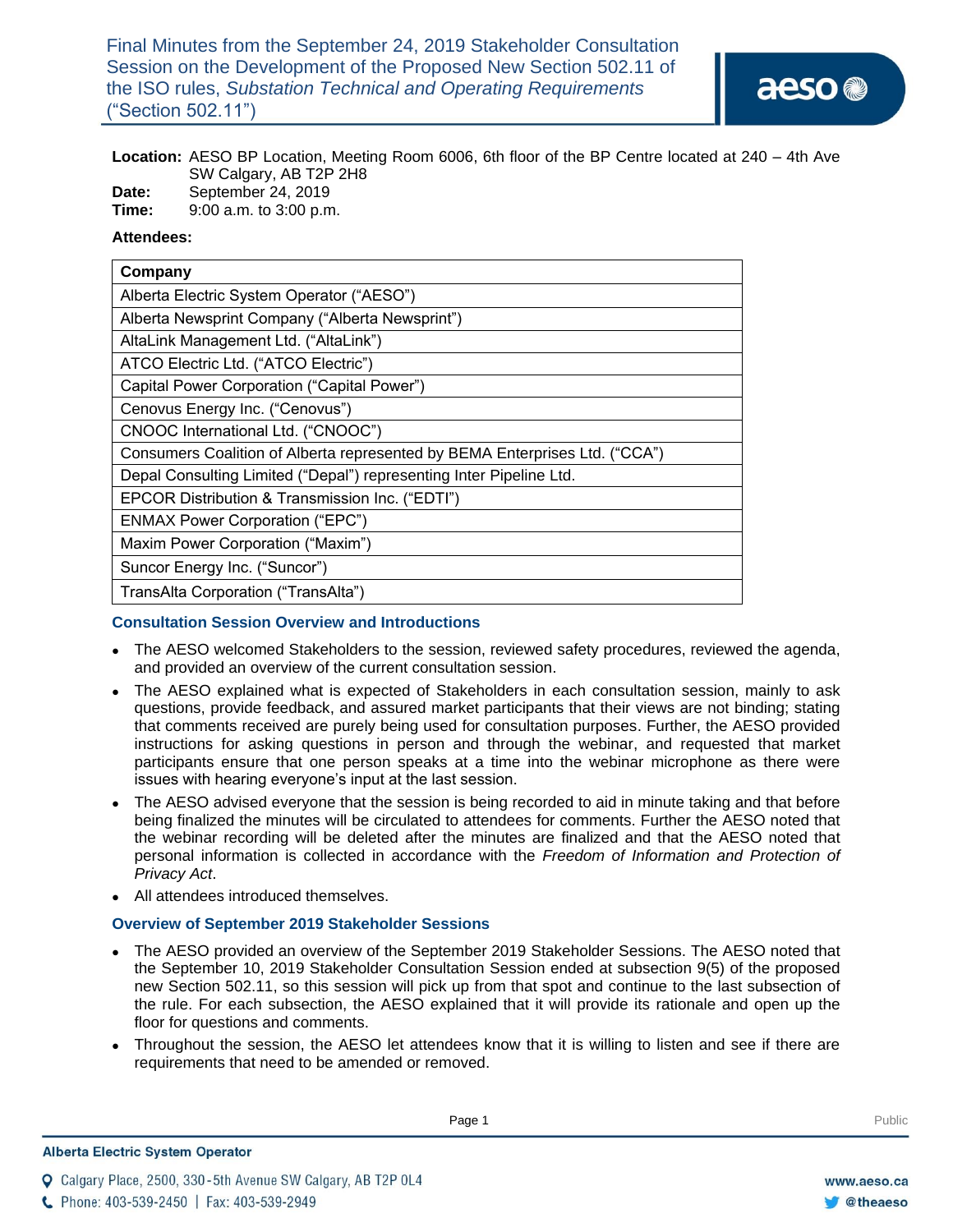# Final Minutes from the September 24, 2019 Stakeholder Consultation Session on the Development of the Proposed New Section 502.11 of the ISO rules, *Substation Technical and Operating Requirements* ("Section 502.11")

**Location:** AESO BP Location, Meeting Room 6006, 6th floor of the BP Centre located at 240 – 4th Ave SW Calgary, AB T2P 2H8
**Date:** September 24, 2019
**Time:** 9:00 a.m. to 3:00 p.m.

**Attendees:**

| Company |
|---|
| Alberta Electric System Operator ("AESO") |
| Alberta Newsprint Company ("Alberta Newsprint") |
| AltaLink Management Ltd. ("AltaLink") |
| ATCO Electric Ltd. ("ATCO Electric") |
| Capital Power Corporation ("Capital Power") |
| Cenovus Energy Inc. ("Cenovus") |
| CNOOC International Ltd. ("CNOOC") |
| Consumers Coalition of Alberta represented by BEMA Enterprises Ltd. ("CCA") |
| Depal Consulting Limited ("Depal") representing Inter Pipeline Ltd. |
| EPCOR Distribution & Transmission Inc. ("EDTI") |
| ENMAX Power Corporation ("EPC") |
| Maxim Power Corporation ("Maxim") |
| Suncor Energy Inc. ("Suncor") |
| TransAlta Corporation ("TransAlta") |

## Consultation Session Overview and Introductions

- The AESO welcomed Stakeholders to the session, reviewed safety procedures, reviewed the agenda, and provided an overview of the current consultation session.
- The AESO explained what is expected of Stakeholders in each consultation session, mainly to ask questions, provide feedback, and assured market participants that their views are not binding; stating that comments received are purely being used for consultation purposes. Further, the AESO provided instructions for asking questions in person and through the webinar, and requested that market participants ensure that one person speaks at a time into the webinar microphone as there were issues with hearing everyone's input at the last session.
- The AESO advised everyone that the session is being recorded to aid in minute taking and that before being finalized the minutes will be circulated to attendees for comments. Further the AESO noted that the webinar recording will be deleted after the minutes are finalized and that the AESO noted that personal information is collected in accordance with the *Freedom of Information and Protection of Privacy Act*.
- All attendees introduced themselves.

## Overview of September 2019 Stakeholder Sessions

- The AESO provided an overview of the September 2019 Stakeholder Sessions. The AESO noted that the September 10, 2019 Stakeholder Consultation Session ended at subsection 9(5) of the proposed new Section 502.11, so this session will pick up from that spot and continue to the last subsection of the rule. For each subsection, the AESO explained that it will provide its rationale and open up the floor for questions and comments.
- Throughout the session, the AESO let attendees know that it is willing to listen and see if there are requirements that need to be amended or removed.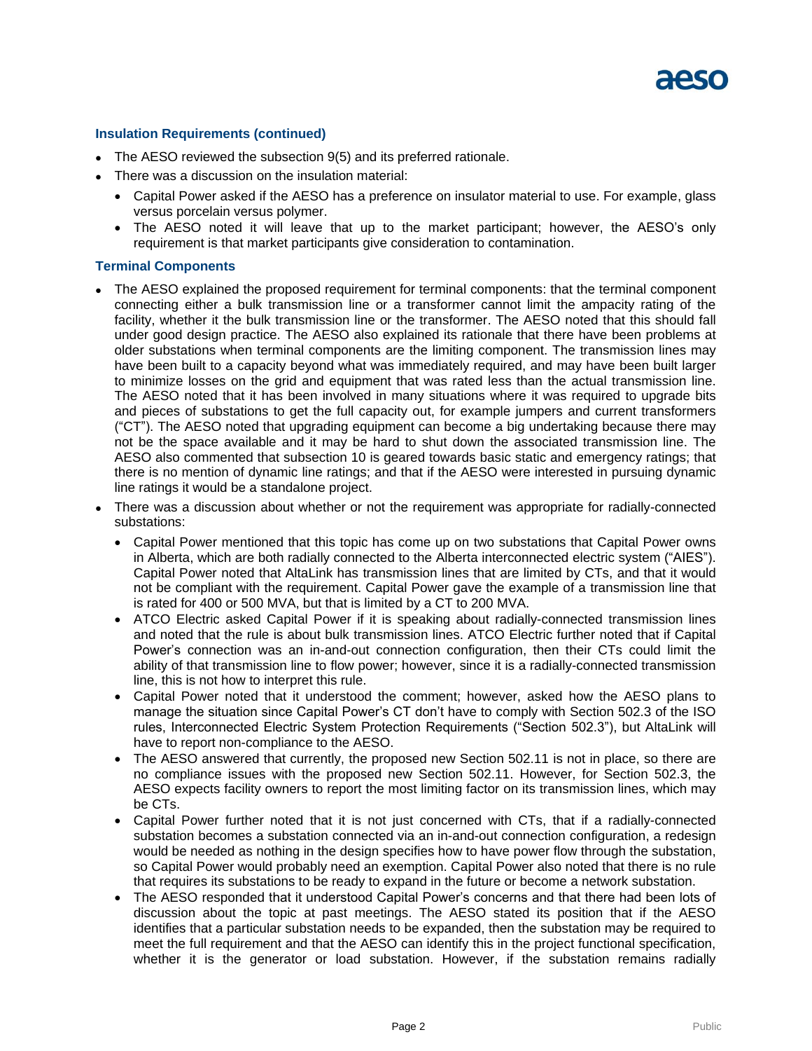### Insulation Requirements (continued)

- The AESO reviewed the subsection 9(5) and its preferred rationale.
- There was a discussion on the insulation material:
  - Capital Power asked if the AESO has a preference on insulator material to use. For example, glass versus porcelain versus polymer.
  - The AESO noted it will leave that up to the market participant; however, the AESO's only requirement is that market participants give consideration to contamination.

### Terminal Components

- The AESO explained the proposed requirement for terminal components: that the terminal component connecting either a bulk transmission line or a transformer cannot limit the ampacity rating of the facility, whether it the bulk transmission line or the transformer. The AESO noted that this should fall under good design practice. The AESO also explained its rationale that there have been problems at older substations when terminal components are the limiting component. The transmission lines may have been built to a capacity beyond what was immediately required, and may have been built larger to minimize losses on the grid and equipment that was rated less than the actual transmission line. The AESO noted that it has been involved in many situations where it was required to upgrade bits and pieces of substations to get the full capacity out, for example jumpers and current transformers ("CT"). The AESO noted that upgrading equipment can become a big undertaking because there may not be the space available and it may be hard to shut down the associated transmission line. The AESO also commented that subsection 10 is geared towards basic static and emergency ratings; that there is no mention of dynamic line ratings; and that if the AESO were interested in pursuing dynamic line ratings it would be a standalone project.
- There was a discussion about whether or not the requirement was appropriate for radially-connected substations:
  - Capital Power mentioned that this topic has come up on two substations that Capital Power owns in Alberta, which are both radially connected to the Alberta interconnected electric system ("AIES"). Capital Power noted that AltaLink has transmission lines that are limited by CTs, and that it would not be compliant with the requirement. Capital Power gave the example of a transmission line that is rated for 400 or 500 MVA, but that is limited by a CT to 200 MVA.
  - ATCO Electric asked Capital Power if it is speaking about radially-connected transmission lines and noted that the rule is about bulk transmission lines. ATCO Electric further noted that if Capital Power's connection was an in-and-out connection configuration, then their CTs could limit the ability of that transmission line to flow power; however, since it is a radially-connected transmission line, this is not how to interpret this rule.
  - Capital Power noted that it understood the comment; however, asked how the AESO plans to manage the situation since Capital Power's CT don't have to comply with Section 502.3 of the ISO rules, Interconnected Electric System Protection Requirements ("Section 502.3"), but AltaLink will have to report non-compliance to the AESO.
  - The AESO answered that currently, the proposed new Section 502.11 is not in place, so there are no compliance issues with the proposed new Section 502.11. However, for Section 502.3, the AESO expects facility owners to report the most limiting factor on its transmission lines, which may be CTs.
  - Capital Power further noted that it is not just concerned with CTs, that if a radially-connected substation becomes a substation connected via an in-and-out connection configuration, a redesign would be needed as nothing in the design specifies how to have power flow through the substation, so Capital Power would probably need an exemption. Capital Power also noted that there is no rule that requires its substations to be ready to expand in the future or become a network substation.
  - The AESO responded that it understood Capital Power's concerns and that there had been lots of discussion about the topic at past meetings. The AESO stated its position that if the AESO identifies that a particular substation needs to be expanded, then the substation may be required to meet the full requirement and that the AESO can identify this in the project functional specification, whether it is the generator or load substation. However, if the substation remains radially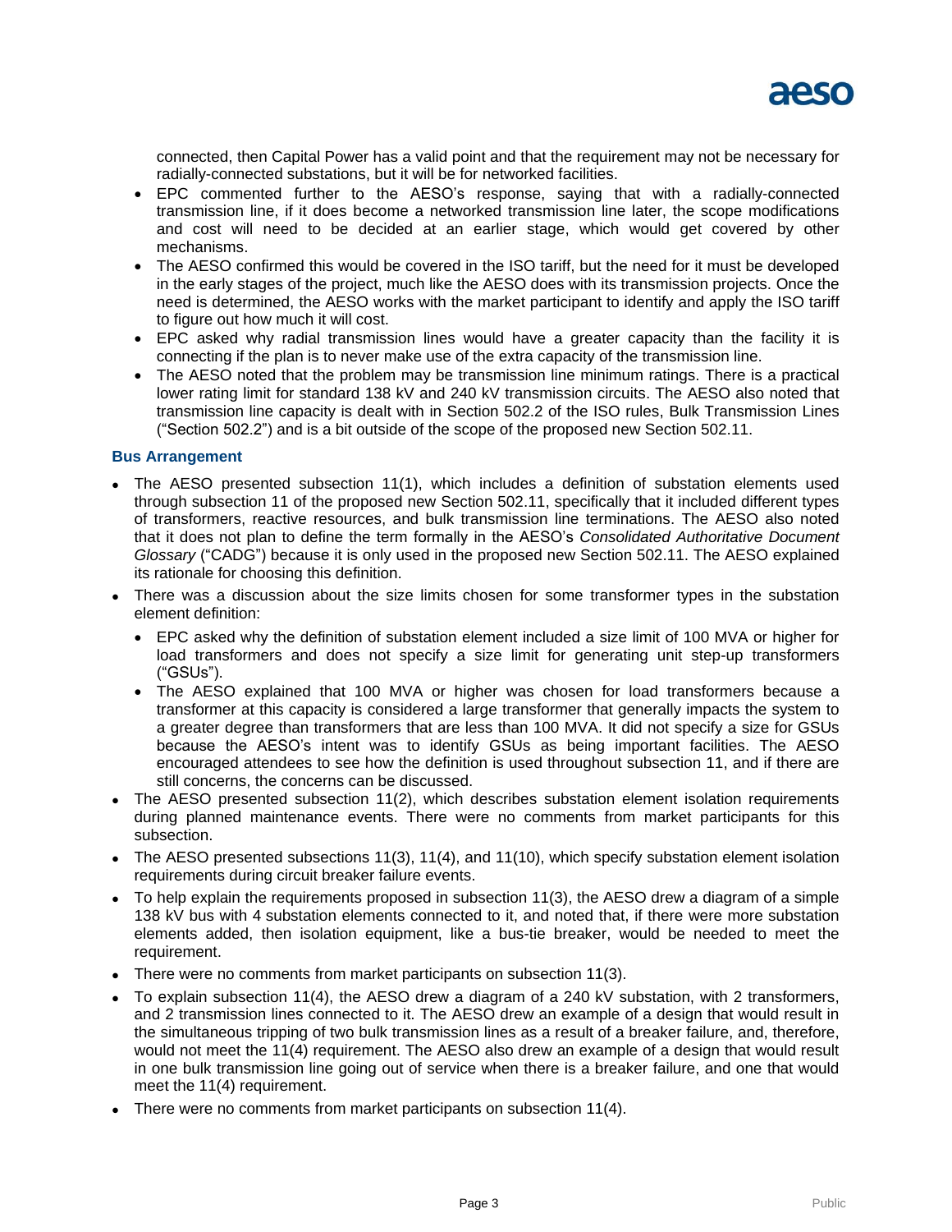connected, then Capital Power has a valid point and that the requirement may not be necessary for radially-connected substations, but it will be for networked facilities.

- EPC commented further to the AESO's response, saying that with a radially-connected transmission line, if it does become a networked transmission line later, the scope modifications and cost will need to be decided at an earlier stage, which would get covered by other mechanisms.
- The AESO confirmed this would be covered in the ISO tariff, but the need for it must be developed in the early stages of the project, much like the AESO does with its transmission projects. Once the need is determined, the AESO works with the market participant to identify and apply the ISO tariff to figure out how much it will cost.
- EPC asked why radial transmission lines would have a greater capacity than the facility it is connecting if the plan is to never make use of the extra capacity of the transmission line.
- The AESO noted that the problem may be transmission line minimum ratings. There is a practical lower rating limit for standard 138 kV and 240 kV transmission circuits. The AESO also noted that transmission line capacity is dealt with in Section 502.2 of the ISO rules, Bulk Transmission Lines ("Section 502.2") and is a bit outside of the scope of the proposed new Section 502.11.

### Bus Arrangement

- The AESO presented subsection 11(1), which includes a definition of substation elements used through subsection 11 of the proposed new Section 502.11, specifically that it included different types of transformers, reactive resources, and bulk transmission line terminations. The AESO also noted that it does not plan to define the term formally in the AESO's *Consolidated Authoritative Document Glossary* ("CADG") because it is only used in the proposed new Section 502.11. The AESO explained its rationale for choosing this definition.
- There was a discussion about the size limits chosen for some transformer types in the substation element definition:
  - EPC asked why the definition of substation element included a size limit of 100 MVA or higher for load transformers and does not specify a size limit for generating unit step-up transformers ("GSUs").
  - The AESO explained that 100 MVA or higher was chosen for load transformers because a transformer at this capacity is considered a large transformer that generally impacts the system to a greater degree than transformers that are less than 100 MVA. It did not specify a size for GSUs because the AESO's intent was to identify GSUs as being important facilities. The AESO encouraged attendees to see how the definition is used throughout subsection 11, and if there are still concerns, the concerns can be discussed.
- The AESO presented subsection 11(2), which describes substation element isolation requirements during planned maintenance events. There were no comments from market participants for this subsection.
- The AESO presented subsections 11(3), 11(4), and 11(10), which specify substation element isolation requirements during circuit breaker failure events.
- To help explain the requirements proposed in subsection 11(3), the AESO drew a diagram of a simple 138 kV bus with 4 substation elements connected to it, and noted that, if there were more substation elements added, then isolation equipment, like a bus-tie breaker, would be needed to meet the requirement.
- There were no comments from market participants on subsection 11(3).
- To explain subsection 11(4), the AESO drew a diagram of a 240 kV substation, with 2 transformers, and 2 transmission lines connected to it. The AESO drew an example of a design that would result in the simultaneous tripping of two bulk transmission lines as a result of a breaker failure, and, therefore, would not meet the 11(4) requirement. The AESO also drew an example of a design that would result in one bulk transmission line going out of service when there is a breaker failure, and one that would meet the 11(4) requirement.
- There were no comments from market participants on subsection 11(4).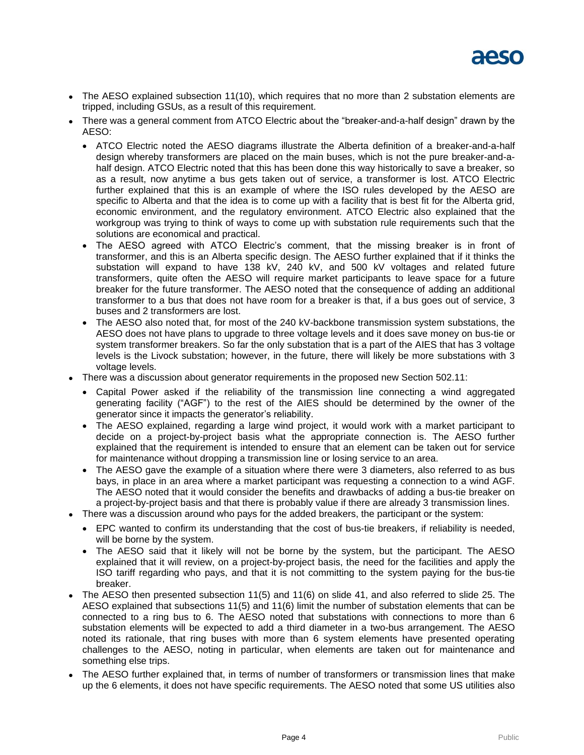- The AESO explained subsection 11(10), which requires that no more than 2 substation elements are tripped, including GSUs, as a result of this requirement.
- There was a general comment from ATCO Electric about the "breaker-and-a-half design" drawn by the AESO:
  - ATCO Electric noted the AESO diagrams illustrate the Alberta definition of a breaker-and-a-half design whereby transformers are placed on the main buses, which is not the pure breaker-and-a-half design. ATCO Electric noted that this has been done this way historically to save a breaker, so as a result, now anytime a bus gets taken out of service, a transformer is lost. ATCO Electric further explained that this is an example of where the ISO rules developed by the AESO are specific to Alberta and that the idea is to come up with a facility that is best fit for the Alberta grid, economic environment, and the regulatory environment. ATCO Electric also explained that the workgroup was trying to think of ways to come up with substation rule requirements such that the solutions are economical and practical.
  - The AESO agreed with ATCO Electric's comment, that the missing breaker is in front of transformer, and this is an Alberta specific design. The AESO further explained that if it thinks the substation will expand to have 138 kV, 240 kV, and 500 kV voltages and related future transformers, quite often the AESO will require market participants to leave space for a future breaker for the future transformer. The AESO noted that the consequence of adding an additional transformer to a bus that does not have room for a breaker is that, if a bus goes out of service, 3 buses and 2 transformers are lost.
  - The AESO also noted that, for most of the 240 kV-backbone transmission system substations, the AESO does not have plans to upgrade to three voltage levels and it does save money on bus-tie or system transformer breakers. So far the only substation that is a part of the AIES that has 3 voltage levels is the Livock substation; however, in the future, there will likely be more substations with 3 voltage levels.
- There was a discussion about generator requirements in the proposed new Section 502.11:
  - Capital Power asked if the reliability of the transmission line connecting a wind aggregated generating facility ("AGF") to the rest of the AIES should be determined by the owner of the generator since it impacts the generator's reliability.
  - The AESO explained, regarding a large wind project, it would work with a market participant to decide on a project-by-project basis what the appropriate connection is. The AESO further explained that the requirement is intended to ensure that an element can be taken out for service for maintenance without dropping a transmission line or losing service to an area.
  - The AESO gave the example of a situation where there were 3 diameters, also referred to as bus bays, in place in an area where a market participant was requesting a connection to a wind AGF. The AESO noted that it would consider the benefits and drawbacks of adding a bus-tie breaker on a project-by-project basis and that there is probably value if there are already 3 transmission lines.
- There was a discussion around who pays for the added breakers, the participant or the system:
  - EPC wanted to confirm its understanding that the cost of bus-tie breakers, if reliability is needed, will be borne by the system.
  - The AESO said that it likely will not be borne by the system, but the participant. The AESO explained that it will review, on a project-by-project basis, the need for the facilities and apply the ISO tariff regarding who pays, and that it is not committing to the system paying for the bus-tie breaker.
- The AESO then presented subsection 11(5) and 11(6) on slide 41, and also referred to slide 25. The AESO explained that subsections 11(5) and 11(6) limit the number of substation elements that can be connected to a ring bus to 6. The AESO noted that substations with connections to more than 6 substation elements will be expected to add a third diameter in a two-bus arrangement. The AESO noted its rationale, that ring buses with more than 6 system elements have presented operating challenges to the AESO, noting in particular, when elements are taken out for maintenance and something else trips.
- The AESO further explained that, in terms of number of transformers or transmission lines that make up the 6 elements, it does not have specific requirements. The AESO noted that some US utilities also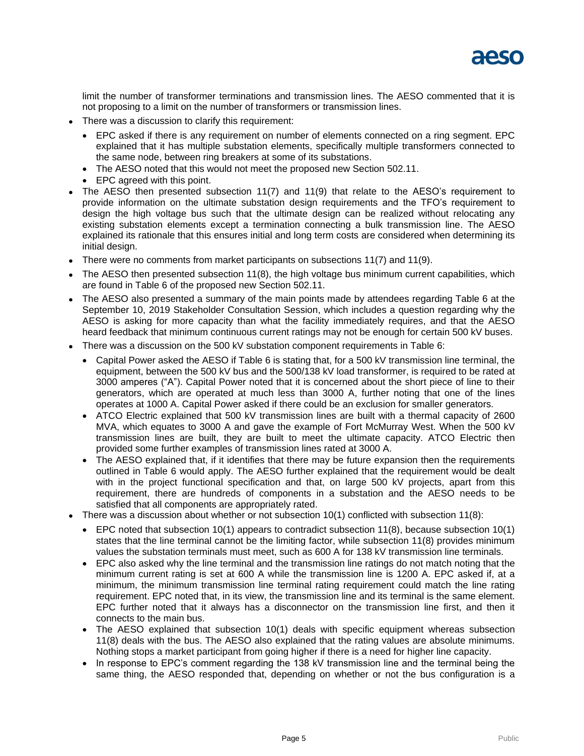limit the number of transformer terminations and transmission lines. The AESO commented that it is not proposing to a limit on the number of transformers or transmission lines.

- There was a discussion to clarify this requirement:
  - EPC asked if there is any requirement on number of elements connected on a ring segment. EPC explained that it has multiple substation elements, specifically multiple transformers connected to the same node, between ring breakers at some of its substations.
  - The AESO noted that this would not meet the proposed new Section 502.11.
  - EPC agreed with this point.
- The AESO then presented subsection 11(7) and 11(9) that relate to the AESO's requirement to provide information on the ultimate substation design requirements and the TFO's requirement to design the high voltage bus such that the ultimate design can be realized without relocating any existing substation elements except a termination connecting a bulk transmission line. The AESO explained its rationale that this ensures initial and long term costs are considered when determining its initial design.
- There were no comments from market participants on subsections 11(7) and 11(9).
- The AESO then presented subsection 11(8), the high voltage bus minimum current capabilities, which are found in Table 6 of the proposed new Section 502.11.
- The AESO also presented a summary of the main points made by attendees regarding Table 6 at the September 10, 2019 Stakeholder Consultation Session, which includes a question regarding why the AESO is asking for more capacity than what the facility immediately requires, and that the AESO heard feedback that minimum continuous current ratings may not be enough for certain 500 kV buses.
- There was a discussion on the 500 kV substation component requirements in Table 6:
  - Capital Power asked the AESO if Table 6 is stating that, for a 500 kV transmission line terminal, the equipment, between the 500 kV bus and the 500/138 kV load transformer, is required to be rated at 3000 amperes ("A"). Capital Power noted that it is concerned about the short piece of line to their generators, which are operated at much less than 3000 A, further noting that one of the lines operates at 1000 A. Capital Power asked if there could be an exclusion for smaller generators.
  - ATCO Electric explained that 500 kV transmission lines are built with a thermal capacity of 2600 MVA, which equates to 3000 A and gave the example of Fort McMurray West. When the 500 kV transmission lines are built, they are built to meet the ultimate capacity. ATCO Electric then provided some further examples of transmission lines rated at 3000 A.
  - The AESO explained that, if it identifies that there may be future expansion then the requirements outlined in Table 6 would apply. The AESO further explained that the requirement would be dealt with in the project functional specification and that, on large 500 kV projects, apart from this requirement, there are hundreds of components in a substation and the AESO needs to be satisfied that all components are appropriately rated.
- There was a discussion about whether or not subsection 10(1) conflicted with subsection 11(8):
  - EPC noted that subsection 10(1) appears to contradict subsection 11(8), because subsection 10(1) states that the line terminal cannot be the limiting factor, while subsection 11(8) provides minimum values the substation terminals must meet, such as 600 A for 138 kV transmission line terminals.
  - EPC also asked why the line terminal and the transmission line ratings do not match noting that the minimum current rating is set at 600 A while the transmission line is 1200 A. EPC asked if, at a minimum, the minimum transmission line terminal rating requirement could match the line rating requirement. EPC noted that, in its view, the transmission line and its terminal is the same element. EPC further noted that it always has a disconnector on the transmission line first, and then it connects to the main bus.
  - The AESO explained that subsection 10(1) deals with specific equipment whereas subsection 11(8) deals with the bus. The AESO also explained that the rating values are absolute minimums. Nothing stops a market participant from going higher if there is a need for higher line capacity.
  - In response to EPC's comment regarding the 138 kV transmission line and the terminal being the same thing, the AESO responded that, depending on whether or not the bus configuration is a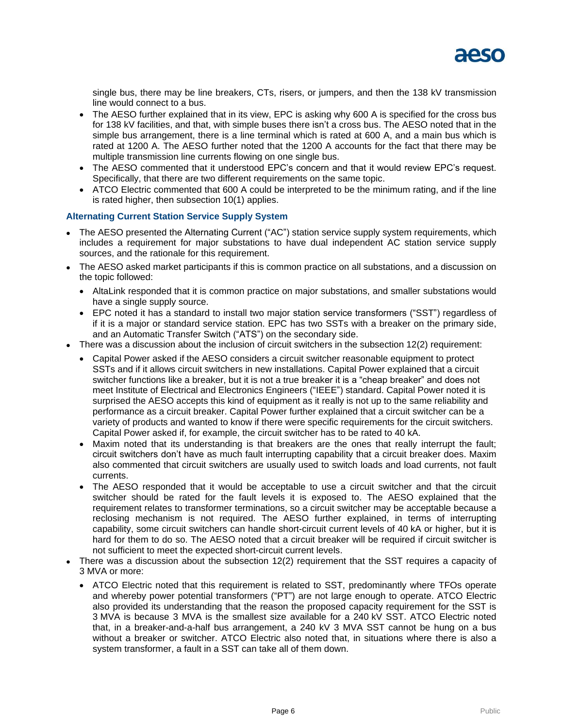single bus, there may be line breakers, CTs, risers, or jumpers, and then the 138 kV transmission line would connect to a bus.

- The AESO further explained that in its view, EPC is asking why 600 A is specified for the cross bus for 138 kV facilities, and that, with simple buses there isn't a cross bus. The AESO noted that in the simple bus arrangement, there is a line terminal which is rated at 600 A, and a main bus which is rated at 1200 A. The AESO further noted that the 1200 A accounts for the fact that there may be multiple transmission line currents flowing on one single bus.
- The AESO commented that it understood EPC's concern and that it would review EPC's request. Specifically, that there are two different requirements on the same topic.
- ATCO Electric commented that 600 A could be interpreted to be the minimum rating, and if the line is rated higher, then subsection 10(1) applies.

### Alternating Current Station Service Supply System

- The AESO presented the Alternating Current ("AC") station service supply system requirements, which includes a requirement for major substations to have dual independent AC station service supply sources, and the rationale for this requirement.
- The AESO asked market participants if this is common practice on all substations, and a discussion on the topic followed:
  - AltaLink responded that it is common practice on major substations, and smaller substations would have a single supply source.
  - EPC noted it has a standard to install two major station service transformers ("SST") regardless of if it is a major or standard service station. EPC has two SSTs with a breaker on the primary side, and an Automatic Transfer Switch ("ATS") on the secondary side.
- There was a discussion about the inclusion of circuit switchers in the subsection 12(2) requirement:
  - Capital Power asked if the AESO considers a circuit switcher reasonable equipment to protect SSTs and if it allows circuit switchers in new installations. Capital Power explained that a circuit switcher functions like a breaker, but it is not a true breaker it is a "cheap breaker" and does not meet Institute of Electrical and Electronics Engineers ("IEEE") standard. Capital Power noted it is surprised the AESO accepts this kind of equipment as it really is not up to the same reliability and performance as a circuit breaker. Capital Power further explained that a circuit switcher can be a variety of products and wanted to know if there were specific requirements for the circuit switchers. Capital Power asked if, for example, the circuit switcher has to be rated to 40 kA.
  - Maxim noted that its understanding is that breakers are the ones that really interrupt the fault; circuit switchers don't have as much fault interrupting capability that a circuit breaker does. Maxim also commented that circuit switchers are usually used to switch loads and load currents, not fault currents.
  - The AESO responded that it would be acceptable to use a circuit switcher and that the circuit switcher should be rated for the fault levels it is exposed to. The AESO explained that the requirement relates to transformer terminations, so a circuit switcher may be acceptable because a reclosing mechanism is not required. The AESO further explained, in terms of interrupting capability, some circuit switchers can handle short-circuit current levels of 40 kA or higher, but it is hard for them to do so. The AESO noted that a circuit breaker will be required if circuit switcher is not sufficient to meet the expected short-circuit current levels.
- There was a discussion about the subsection 12(2) requirement that the SST requires a capacity of 3 MVA or more:
  - ATCO Electric noted that this requirement is related to SST, predominantly where TFOs operate and whereby power potential transformers ("PT") are not large enough to operate. ATCO Electric also provided its understanding that the reason the proposed capacity requirement for the SST is 3 MVA is because 3 MVA is the smallest size available for a 240 kV SST. ATCO Electric noted that, in a breaker-and-a-half bus arrangement, a 240 kV 3 MVA SST cannot be hung on a bus without a breaker or switcher. ATCO Electric also noted that, in situations where there is also a system transformer, a fault in a SST can take all of them down.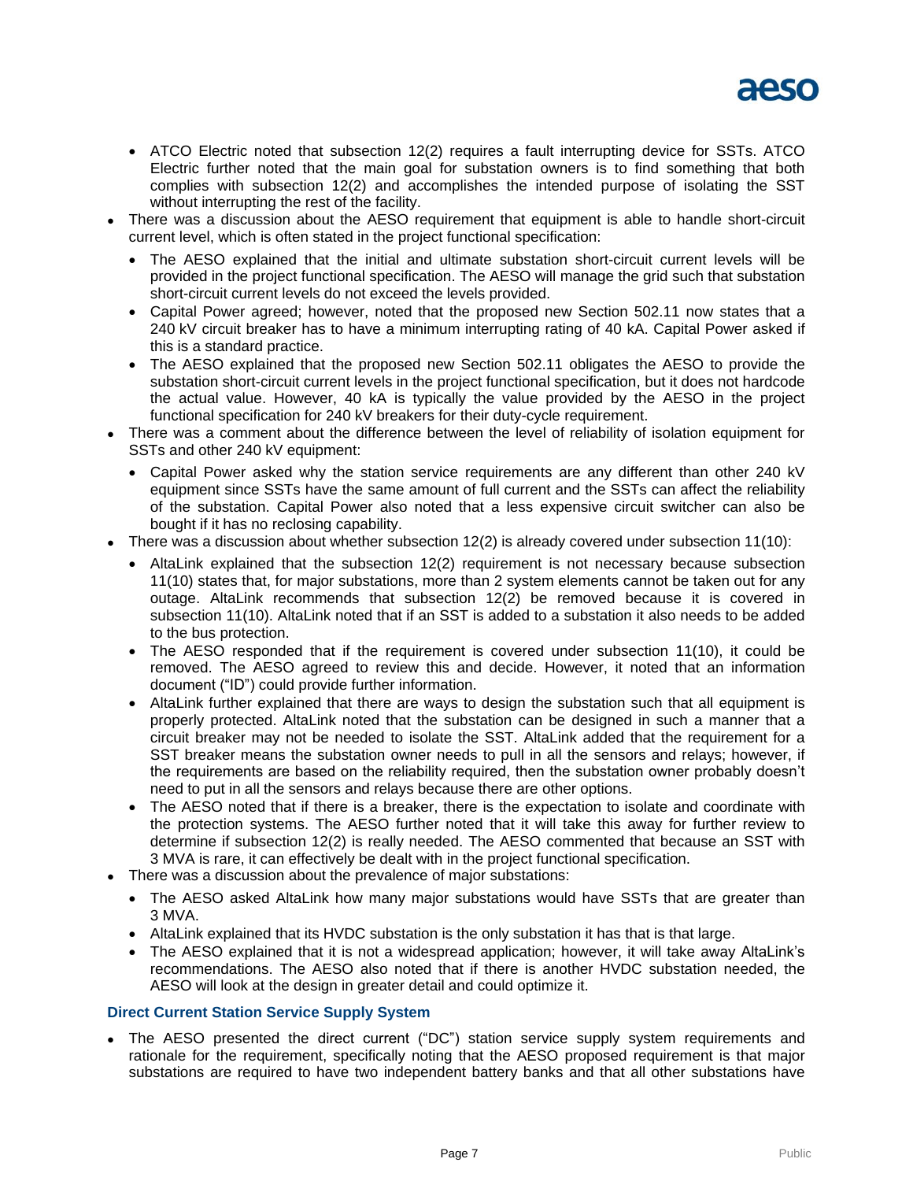- ATCO Electric noted that subsection 12(2) requires a fault interrupting device for SSTs. ATCO Electric further noted that the main goal for substation owners is to find something that both complies with subsection 12(2) and accomplishes the intended purpose of isolating the SST without interrupting the rest of the facility.
- There was a discussion about the AESO requirement that equipment is able to handle short-circuit current level, which is often stated in the project functional specification:
  - The AESO explained that the initial and ultimate substation short-circuit current levels will be provided in the project functional specification. The AESO will manage the grid such that substation short-circuit current levels do not exceed the levels provided.
  - Capital Power agreed; however, noted that the proposed new Section 502.11 now states that a 240 kV circuit breaker has to have a minimum interrupting rating of 40 kA. Capital Power asked if this is a standard practice.
  - The AESO explained that the proposed new Section 502.11 obligates the AESO to provide the substation short-circuit current levels in the project functional specification, but it does not hardcode the actual value. However, 40 kA is typically the value provided by the AESO in the project functional specification for 240 kV breakers for their duty-cycle requirement.
- There was a comment about the difference between the level of reliability of isolation equipment for SSTs and other 240 kV equipment:
  - Capital Power asked why the station service requirements are any different than other 240 kV equipment since SSTs have the same amount of full current and the SSTs can affect the reliability of the substation. Capital Power also noted that a less expensive circuit switcher can also be bought if it has no reclosing capability.
- There was a discussion about whether subsection 12(2) is already covered under subsection 11(10):
  - AltaLink explained that the subsection 12(2) requirement is not necessary because subsection 11(10) states that, for major substations, more than 2 system elements cannot be taken out for any outage. AltaLink recommends that subsection 12(2) be removed because it is covered in subsection 11(10). AltaLink noted that if an SST is added to a substation it also needs to be added to the bus protection.
  - The AESO responded that if the requirement is covered under subsection 11(10), it could be removed. The AESO agreed to review this and decide. However, it noted that an information document ("ID") could provide further information.
  - AltaLink further explained that there are ways to design the substation such that all equipment is properly protected. AltaLink noted that the substation can be designed in such a manner that a circuit breaker may not be needed to isolate the SST. AltaLink added that the requirement for a SST breaker means the substation owner needs to pull in all the sensors and relays; however, if the requirements are based on the reliability required, then the substation owner probably doesn't need to put in all the sensors and relays because there are other options.
  - The AESO noted that if there is a breaker, there is the expectation to isolate and coordinate with the protection systems. The AESO further noted that it will take this away for further review to determine if subsection 12(2) is really needed. The AESO commented that because an SST with 3 MVA is rare, it can effectively be dealt with in the project functional specification.
- There was a discussion about the prevalence of major substations:
  - The AESO asked AltaLink how many major substations would have SSTs that are greater than 3 MVA.
  - AltaLink explained that its HVDC substation is the only substation it has that is that large.
  - The AESO explained that it is not a widespread application; however, it will take away AltaLink's recommendations. The AESO also noted that if there is another HVDC substation needed, the AESO will look at the design in greater detail and could optimize it.

### Direct Current Station Service Supply System

- The AESO presented the direct current ("DC") station service supply system requirements and rationale for the requirement, specifically noting that the AESO proposed requirement is that major substations are required to have two independent battery banks and that all other substations have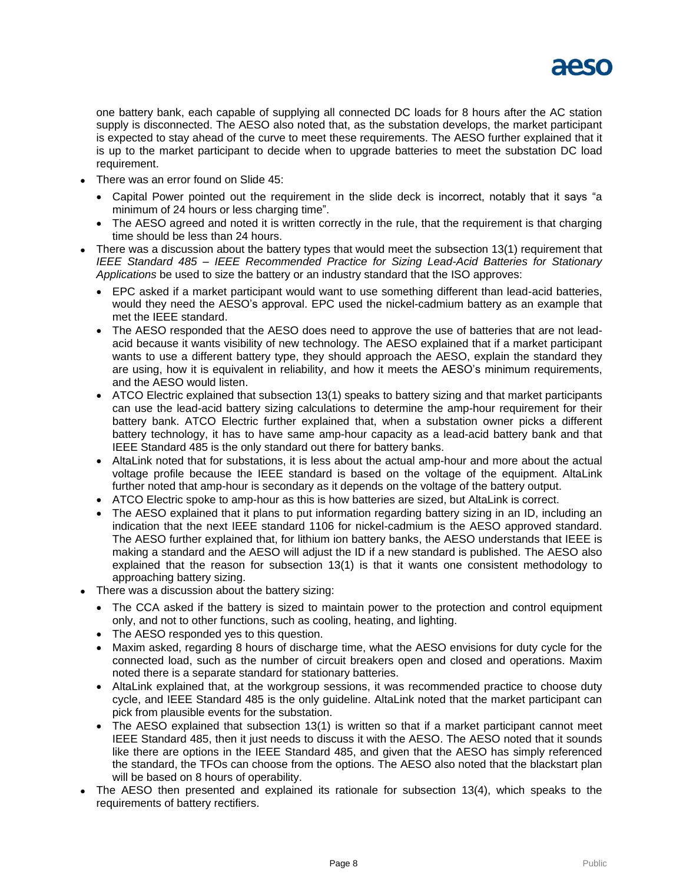one battery bank, each capable of supplying all connected DC loads for 8 hours after the AC station supply is disconnected. The AESO also noted that, as the substation develops, the market participant is expected to stay ahead of the curve to meet these requirements. The AESO further explained that it is up to the market participant to decide when to upgrade batteries to meet the substation DC load requirement.

- There was an error found on Slide 45:
  - Capital Power pointed out the requirement in the slide deck is incorrect, notably that it says "a minimum of 24 hours or less charging time".
  - The AESO agreed and noted it is written correctly in the rule, that the requirement is that charging time should be less than 24 hours.
- There was a discussion about the battery types that would meet the subsection 13(1) requirement that *IEEE Standard 485 – IEEE Recommended Practice for Sizing Lead-Acid Batteries for Stationary Applications* be used to size the battery or an industry standard that the ISO approves:
  - EPC asked if a market participant would want to use something different than lead-acid batteries, would they need the AESO's approval. EPC used the nickel-cadmium battery as an example that met the IEEE standard.
  - The AESO responded that the AESO does need to approve the use of batteries that are not lead-acid because it wants visibility of new technology. The AESO explained that if a market participant wants to use a different battery type, they should approach the AESO, explain the standard they are using, how it is equivalent in reliability, and how it meets the AESO's minimum requirements, and the AESO would listen.
  - ATCO Electric explained that subsection 13(1) speaks to battery sizing and that market participants can use the lead-acid battery sizing calculations to determine the amp-hour requirement for their battery bank. ATCO Electric further explained that, when a substation owner picks a different battery technology, it has to have same amp-hour capacity as a lead-acid battery bank and that IEEE Standard 485 is the only standard out there for battery banks.
  - AltaLink noted that for substations, it is less about the actual amp-hour and more about the actual voltage profile because the IEEE standard is based on the voltage of the equipment. AltaLink further noted that amp-hour is secondary as it depends on the voltage of the battery output.
  - ATCO Electric spoke to amp-hour as this is how batteries are sized, but AltaLink is correct.
  - The AESO explained that it plans to put information regarding battery sizing in an ID, including an indication that the next IEEE standard 1106 for nickel-cadmium is the AESO approved standard. The AESO further explained that, for lithium ion battery banks, the AESO understands that IEEE is making a standard and the AESO will adjust the ID if a new standard is published. The AESO also explained that the reason for subsection 13(1) is that it wants one consistent methodology to approaching battery sizing.
- There was a discussion about the battery sizing:
  - The CCA asked if the battery is sized to maintain power to the protection and control equipment only, and not to other functions, such as cooling, heating, and lighting.
  - The AESO responded yes to this question.
  - Maxim asked, regarding 8 hours of discharge time, what the AESO envisions for duty cycle for the connected load, such as the number of circuit breakers open and closed and operations. Maxim noted there is a separate standard for stationary batteries.
  - AltaLink explained that, at the workgroup sessions, it was recommended practice to choose duty cycle, and IEEE Standard 485 is the only guideline. AltaLink noted that the market participant can pick from plausible events for the substation.
  - The AESO explained that subsection 13(1) is written so that if a market participant cannot meet IEEE Standard 485, then it just needs to discuss it with the AESO. The AESO noted that it sounds like there are options in the IEEE Standard 485, and given that the AESO has simply referenced the standard, the TFOs can choose from the options. The AESO also noted that the blackstart plan will be based on 8 hours of operability.
- The AESO then presented and explained its rationale for subsection 13(4), which speaks to the requirements of battery rectifiers.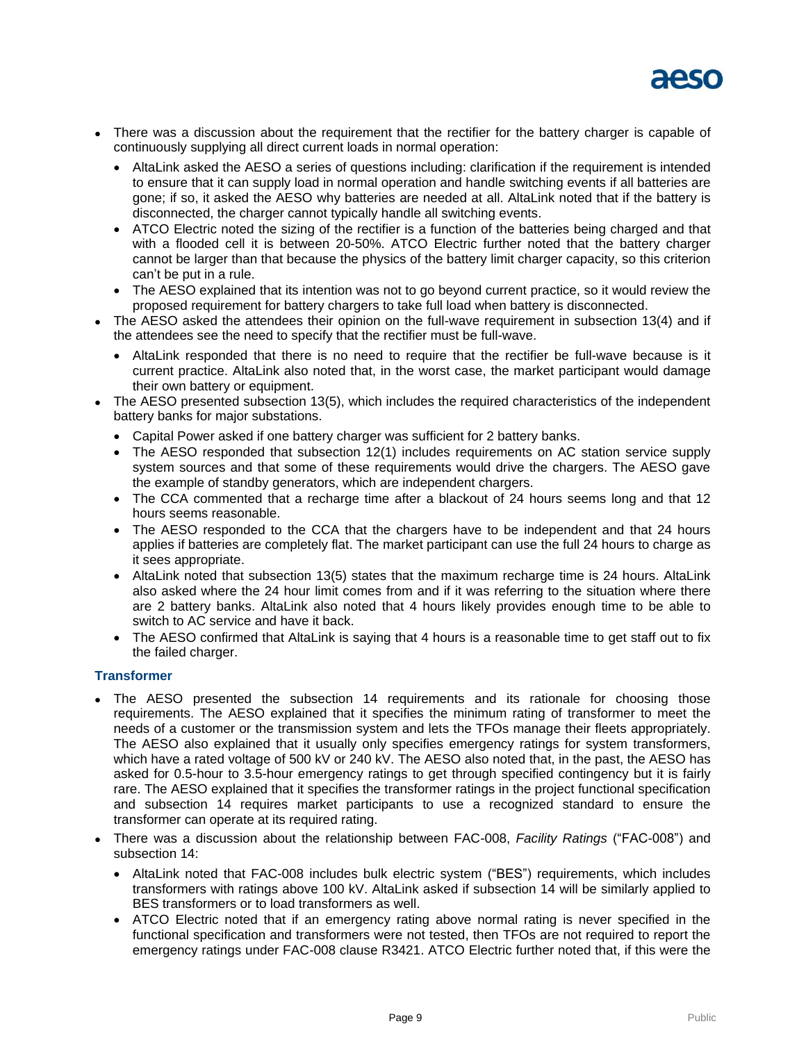- There was a discussion about the requirement that the rectifier for the battery charger is capable of continuously supplying all direct current loads in normal operation:
  - AltaLink asked the AESO a series of questions including: clarification if the requirement is intended to ensure that it can supply load in normal operation and handle switching events if all batteries are gone; if so, it asked the AESO why batteries are needed at all. AltaLink noted that if the battery is disconnected, the charger cannot typically handle all switching events.
  - ATCO Electric noted the sizing of the rectifier is a function of the batteries being charged and that with a flooded cell it is between 20-50%. ATCO Electric further noted that the battery charger cannot be larger than that because the physics of the battery limit charger capacity, so this criterion can't be put in a rule.
  - The AESO explained that its intention was not to go beyond current practice, so it would review the proposed requirement for battery chargers to take full load when battery is disconnected.
- The AESO asked the attendees their opinion on the full-wave requirement in subsection 13(4) and if the attendees see the need to specify that the rectifier must be full-wave.
  - AltaLink responded that there is no need to require that the rectifier be full-wave because is it current practice. AltaLink also noted that, in the worst case, the market participant would damage their own battery or equipment.
- The AESO presented subsection 13(5), which includes the required characteristics of the independent battery banks for major substations.
  - Capital Power asked if one battery charger was sufficient for 2 battery banks.
  - The AESO responded that subsection 12(1) includes requirements on AC station service supply system sources and that some of these requirements would drive the chargers. The AESO gave the example of standby generators, which are independent chargers.
  - The CCA commented that a recharge time after a blackout of 24 hours seems long and that 12 hours seems reasonable.
  - The AESO responded to the CCA that the chargers have to be independent and that 24 hours applies if batteries are completely flat. The market participant can use the full 24 hours to charge as it sees appropriate.
  - AltaLink noted that subsection 13(5) states that the maximum recharge time is 24 hours. AltaLink also asked where the 24 hour limit comes from and if it was referring to the situation where there are 2 battery banks. AltaLink also noted that 4 hours likely provides enough time to be able to switch to AC service and have it back.
  - The AESO confirmed that AltaLink is saying that 4 hours is a reasonable time to get staff out to fix the failed charger.

### Transformer

- The AESO presented the subsection 14 requirements and its rationale for choosing those requirements. The AESO explained that it specifies the minimum rating of transformer to meet the needs of a customer or the transmission system and lets the TFOs manage their fleets appropriately. The AESO also explained that it usually only specifies emergency ratings for system transformers, which have a rated voltage of 500 kV or 240 kV. The AESO also noted that, in the past, the AESO has asked for 0.5-hour to 3.5-hour emergency ratings to get through specified contingency but it is fairly rare. The AESO explained that it specifies the transformer ratings in the project functional specification and subsection 14 requires market participants to use a recognized standard to ensure the transformer can operate at its required rating.
- There was a discussion about the relationship between FAC-008, *Facility Ratings* ("FAC-008") and subsection 14:
  - AltaLink noted that FAC-008 includes bulk electric system ("BES") requirements, which includes transformers with ratings above 100 kV. AltaLink asked if subsection 14 will be similarly applied to BES transformers or to load transformers as well.
  - ATCO Electric noted that if an emergency rating above normal rating is never specified in the functional specification and transformers were not tested, then TFOs are not required to report the emergency ratings under FAC-008 clause R3421. ATCO Electric further noted that, if this were the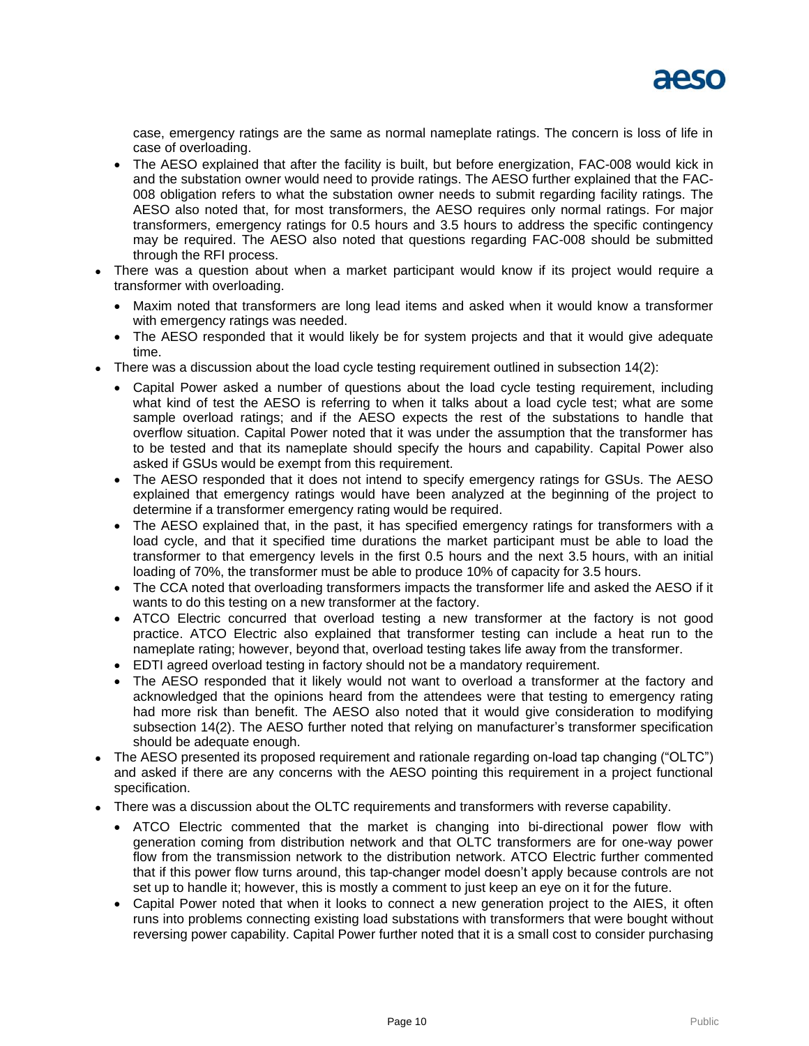case, emergency ratings are the same as normal nameplate ratings. The concern is loss of life in case of overloading.

- The AESO explained that after the facility is built, but before energization, FAC-008 would kick in and the substation owner would need to provide ratings. The AESO further explained that the FAC-008 obligation refers to what the substation owner needs to submit regarding facility ratings. The AESO also noted that, for most transformers, the AESO requires only normal ratings. For major transformers, emergency ratings for 0.5 hours and 3.5 hours to address the specific contingency may be required. The AESO also noted that questions regarding FAC-008 should be submitted through the RFI process.

- There was a question about when a market participant would know if its project would require a transformer with overloading.
  - Maxim noted that transformers are long lead items and asked when it would know a transformer with emergency ratings was needed.
  - The AESO responded that it would likely be for system projects and that it would give adequate time.
- There was a discussion about the load cycle testing requirement outlined in subsection 14(2):
  - Capital Power asked a number of questions about the load cycle testing requirement, including what kind of test the AESO is referring to when it talks about a load cycle test; what are some sample overload ratings; and if the AESO expects the rest of the substations to handle that overflow situation. Capital Power noted that it was under the assumption that the transformer has to be tested and that its nameplate should specify the hours and capability. Capital Power also asked if GSUs would be exempt from this requirement.
  - The AESO responded that it does not intend to specify emergency ratings for GSUs. The AESO explained that emergency ratings would have been analyzed at the beginning of the project to determine if a transformer emergency rating would be required.
  - The AESO explained that, in the past, it has specified emergency ratings for transformers with a load cycle, and that it specified time durations the market participant must be able to load the transformer to that emergency levels in the first 0.5 hours and the next 3.5 hours, with an initial loading of 70%, the transformer must be able to produce 10% of capacity for 3.5 hours.
  - The CCA noted that overloading transformers impacts the transformer life and asked the AESO if it wants to do this testing on a new transformer at the factory.
  - ATCO Electric concurred that overload testing a new transformer at the factory is not good practice. ATCO Electric also explained that transformer testing can include a heat run to the nameplate rating; however, beyond that, overload testing takes life away from the transformer.
  - EDTI agreed overload testing in factory should not be a mandatory requirement.
  - The AESO responded that it likely would not want to overload a transformer at the factory and acknowledged that the opinions heard from the attendees were that testing to emergency rating had more risk than benefit. The AESO also noted that it would give consideration to modifying subsection 14(2). The AESO further noted that relying on manufacturer's transformer specification should be adequate enough.
- The AESO presented its proposed requirement and rationale regarding on-load tap changing ("OLTC") and asked if there are any concerns with the AESO pointing this requirement in a project functional specification.
- There was a discussion about the OLTC requirements and transformers with reverse capability.
  - ATCO Electric commented that the market is changing into bi-directional power flow with generation coming from distribution network and that OLTC transformers are for one-way power flow from the transmission network to the distribution network. ATCO Electric further commented that if this power flow turns around, this tap-changer model doesn't apply because controls are not set up to handle it; however, this is mostly a comment to just keep an eye on it for the future.
  - Capital Power noted that when it looks to connect a new generation project to the AIES, it often runs into problems connecting existing load substations with transformers that were bought without reversing power capability. Capital Power further noted that it is a small cost to consider purchasing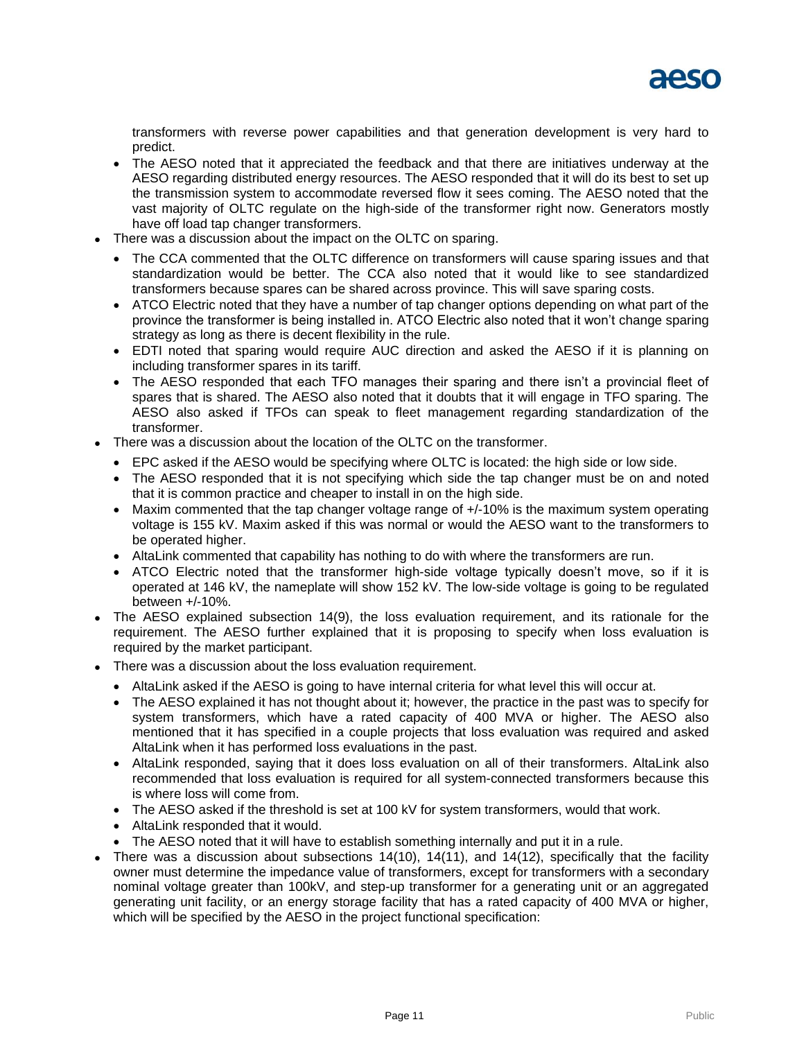transformers with reverse power capabilities and that generation development is very hard to predict.

- The AESO noted that it appreciated the feedback and that there are initiatives underway at the AESO regarding distributed energy resources. The AESO responded that it will do its best to set up the transmission system to accommodate reversed flow it sees coming. The AESO noted that the vast majority of OLTC regulate on the high-side of the transformer right now. Generators mostly have off load tap changer transformers.

- There was a discussion about the impact on the OLTC on sparing.
  - The CCA commented that the OLTC difference on transformers will cause sparing issues and that standardization would be better. The CCA also noted that it would like to see standardized transformers because spares can be shared across province. This will save sparing costs.
  - ATCO Electric noted that they have a number of tap changer options depending on what part of the province the transformer is being installed in. ATCO Electric also noted that it won't change sparing strategy as long as there is decent flexibility in the rule.
  - EDTI noted that sparing would require AUC direction and asked the AESO if it is planning on including transformer spares in its tariff.
  - The AESO responded that each TFO manages their sparing and there isn't a provincial fleet of spares that is shared. The AESO also noted that it doubts that it will engage in TFO sparing. The AESO also asked if TFOs can speak to fleet management regarding standardization of the transformer.
- There was a discussion about the location of the OLTC on the transformer.
  - EPC asked if the AESO would be specifying where OLTC is located: the high side or low side.
  - The AESO responded that it is not specifying which side the tap changer must be on and noted that it is common practice and cheaper to install in on the high side.
  - Maxim commented that the tap changer voltage range of +/-10% is the maximum system operating voltage is 155 kV. Maxim asked if this was normal or would the AESO want to the transformers to be operated higher.
  - AltaLink commented that capability has nothing to do with where the transformers are run.
  - ATCO Electric noted that the transformer high-side voltage typically doesn't move, so if it is operated at 146 kV, the nameplate will show 152 kV. The low-side voltage is going to be regulated between +/-10%.
- The AESO explained subsection 14(9), the loss evaluation requirement, and its rationale for the requirement. The AESO further explained that it is proposing to specify when loss evaluation is required by the market participant.
- There was a discussion about the loss evaluation requirement.
  - AltaLink asked if the AESO is going to have internal criteria for what level this will occur at.
  - The AESO explained it has not thought about it; however, the practice in the past was to specify for system transformers, which have a rated capacity of 400 MVA or higher. The AESO also mentioned that it has specified in a couple projects that loss evaluation was required and asked AltaLink when it has performed loss evaluations in the past.
  - AltaLink responded, saying that it does loss evaluation on all of their transformers. AltaLink also recommended that loss evaluation is required for all system-connected transformers because this is where loss will come from.
  - The AESO asked if the threshold is set at 100 kV for system transformers, would that work.
  - AltaLink responded that it would.
  - The AESO noted that it will have to establish something internally and put it in a rule.
- There was a discussion about subsections 14(10), 14(11), and 14(12), specifically that the facility owner must determine the impedance value of transformers, except for transformers with a secondary nominal voltage greater than 100kV, and step-up transformer for a generating unit or an aggregated generating unit facility, or an energy storage facility that has a rated capacity of 400 MVA or higher, which will be specified by the AESO in the project functional specification: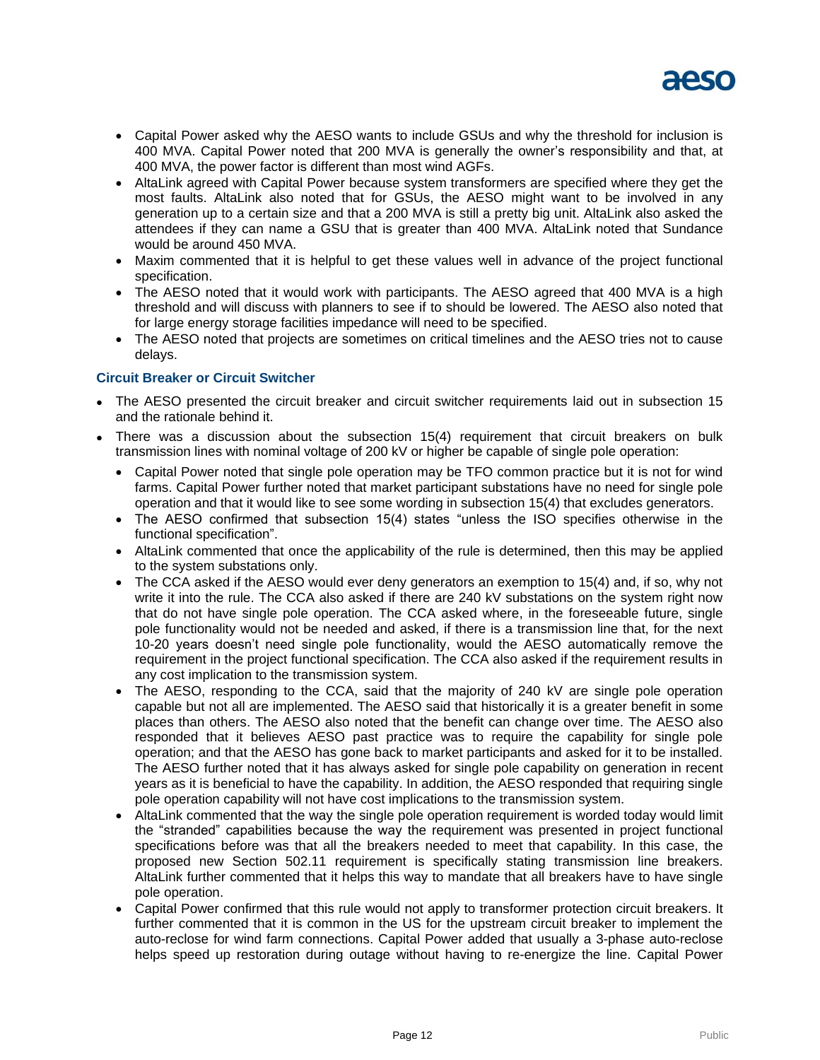- Capital Power asked why the AESO wants to include GSUs and why the threshold for inclusion is 400 MVA. Capital Power noted that 200 MVA is generally the owner's responsibility and that, at 400 MVA, the power factor is different than most wind AGFs.
- AltaLink agreed with Capital Power because system transformers are specified where they get the most faults. AltaLink also noted that for GSUs, the AESO might want to be involved in any generation up to a certain size and that a 200 MVA is still a pretty big unit. AltaLink also asked the attendees if they can name a GSU that is greater than 400 MVA. AltaLink noted that Sundance would be around 450 MVA.
- Maxim commented that it is helpful to get these values well in advance of the project functional specification.
- The AESO noted that it would work with participants. The AESO agreed that 400 MVA is a high threshold and will discuss with planners to see if to should be lowered. The AESO also noted that for large energy storage facilities impedance will need to be specified.
- The AESO noted that projects are sometimes on critical timelines and the AESO tries not to cause delays.

### Circuit Breaker or Circuit Switcher

- The AESO presented the circuit breaker and circuit switcher requirements laid out in subsection 15 and the rationale behind it.
- There was a discussion about the subsection 15(4) requirement that circuit breakers on bulk transmission lines with nominal voltage of 200 kV or higher be capable of single pole operation:
  - Capital Power noted that single pole operation may be TFO common practice but it is not for wind farms. Capital Power further noted that market participant substations have no need for single pole operation and that it would like to see some wording in subsection 15(4) that excludes generators.
  - The AESO confirmed that subsection 15(4) states "unless the ISO specifies otherwise in the functional specification".
  - AltaLink commented that once the applicability of the rule is determined, then this may be applied to the system substations only.
  - The CCA asked if the AESO would ever deny generators an exemption to 15(4) and, if so, why not write it into the rule. The CCA also asked if there are 240 kV substations on the system right now that do not have single pole operation. The CCA asked where, in the foreseeable future, single pole functionality would not be needed and asked, if there is a transmission line that, for the next 10-20 years doesn't need single pole functionality, would the AESO automatically remove the requirement in the project functional specification. The CCA also asked if the requirement results in any cost implication to the transmission system.
  - The AESO, responding to the CCA, said that the majority of 240 kV are single pole operation capable but not all are implemented. The AESO said that historically it is a greater benefit in some places than others. The AESO also noted that the benefit can change over time. The AESO also responded that it believes AESO past practice was to require the capability for single pole operation; and that the AESO has gone back to market participants and asked for it to be installed. The AESO further noted that it has always asked for single pole capability on generation in recent years as it is beneficial to have the capability. In addition, the AESO responded that requiring single pole operation capability will not have cost implications to the transmission system.
  - AltaLink commented that the way the single pole operation requirement is worded today would limit the "stranded" capabilities because the way the requirement was presented in project functional specifications before was that all the breakers needed to meet that capability. In this case, the proposed new Section 502.11 requirement is specifically stating transmission line breakers. AltaLink further commented that it helps this way to mandate that all breakers have to have single pole operation.
  - Capital Power confirmed that this rule would not apply to transformer protection circuit breakers. It further commented that it is common in the US for the upstream circuit breaker to implement the auto-reclose for wind farm connections. Capital Power added that usually a 3-phase auto-reclose helps speed up restoration during outage without having to re-energize the line. Capital Power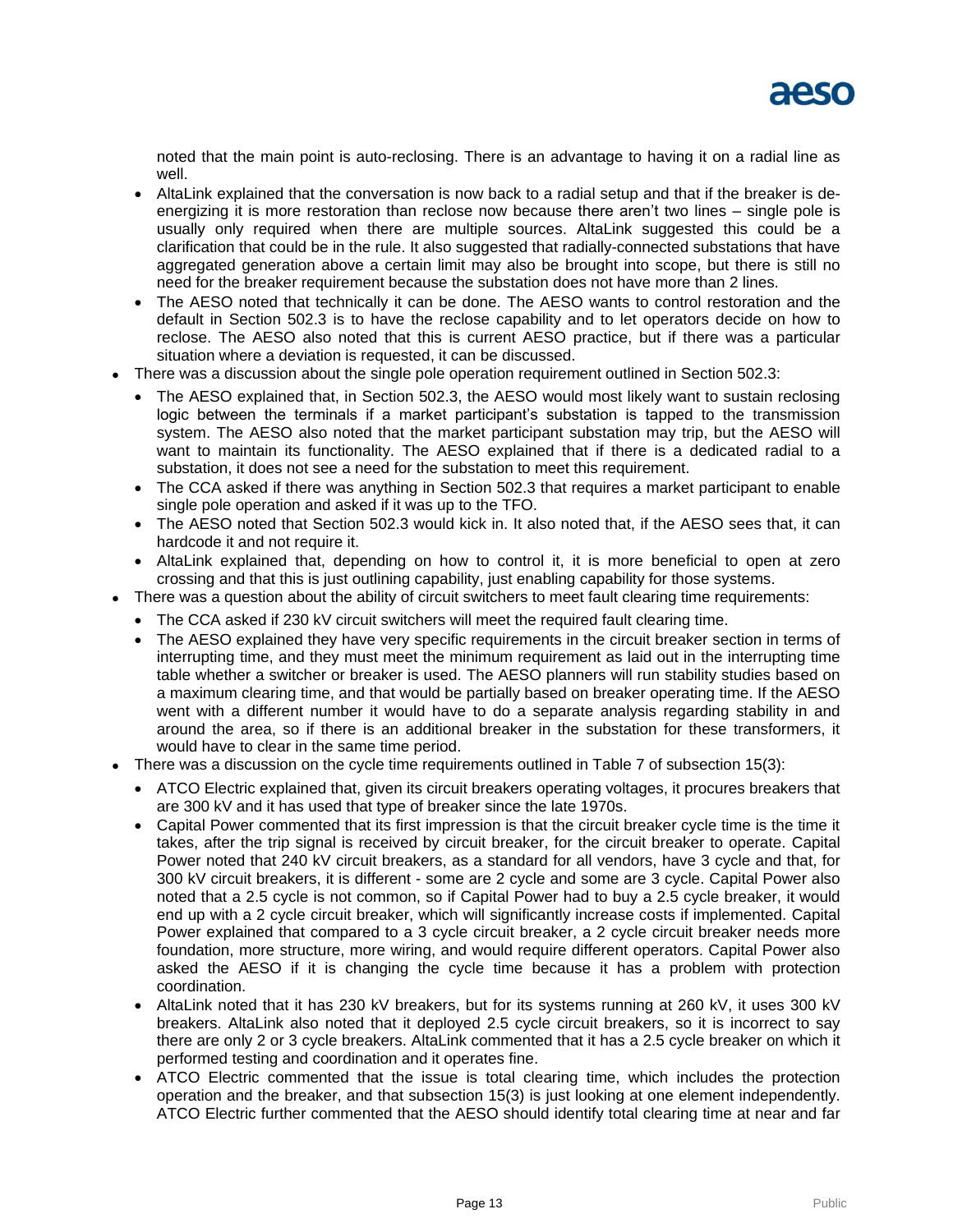noted that the main point is auto-reclosing. There is an advantage to having it on a radial line as well.

- AltaLink explained that the conversation is now back to a radial setup and that if the breaker is de-energizing it is more restoration than reclose now because there aren't two lines – single pole is usually only required when there are multiple sources. AltaLink suggested this could be a clarification that could be in the rule. It also suggested that radially-connected substations that have aggregated generation above a certain limit may also be brought into scope, but there is still no need for the breaker requirement because the substation does not have more than 2 lines.
- The AESO noted that technically it can be done. The AESO wants to control restoration and the default in Section 502.3 is to have the reclose capability and to let operators decide on how to reclose. The AESO also noted that this is current AESO practice, but if there was a particular situation where a deviation is requested, it can be discussed.

- There was a discussion about the single pole operation requirement outlined in Section 502.3:
  - The AESO explained that, in Section 502.3, the AESO would most likely want to sustain reclosing logic between the terminals if a market participant's substation is tapped to the transmission system. The AESO also noted that the market participant substation may trip, but the AESO will want to maintain its functionality. The AESO explained that if there is a dedicated radial to a substation, it does not see a need for the substation to meet this requirement.
  - The CCA asked if there was anything in Section 502.3 that requires a market participant to enable single pole operation and asked if it was up to the TFO.
  - The AESO noted that Section 502.3 would kick in. It also noted that, if the AESO sees that, it can hardcode it and not require it.
  - AltaLink explained that, depending on how to control it, it is more beneficial to open at zero crossing and that this is just outlining capability, just enabling capability for those systems.
- There was a question about the ability of circuit switchers to meet fault clearing time requirements:
  - The CCA asked if 230 kV circuit switchers will meet the required fault clearing time.
  - The AESO explained they have very specific requirements in the circuit breaker section in terms of interrupting time, and they must meet the minimum requirement as laid out in the interrupting time table whether a switcher or breaker is used. The AESO planners will run stability studies based on a maximum clearing time, and that would be partially based on breaker operating time. If the AESO went with a different number it would have to do a separate analysis regarding stability in and around the area, so if there is an additional breaker in the substation for these transformers, it would have to clear in the same time period.
- There was a discussion on the cycle time requirements outlined in Table 7 of subsection 15(3):
  - ATCO Electric explained that, given its circuit breakers operating voltages, it procures breakers that are 300 kV and it has used that type of breaker since the late 1970s.
  - Capital Power commented that its first impression is that the circuit breaker cycle time is the time it takes, after the trip signal is received by circuit breaker, for the circuit breaker to operate. Capital Power noted that 240 kV circuit breakers, as a standard for all vendors, have 3 cycle and that, for 300 kV circuit breakers, it is different - some are 2 cycle and some are 3 cycle. Capital Power also noted that a 2.5 cycle is not common, so if Capital Power had to buy a 2.5 cycle breaker, it would end up with a 2 cycle circuit breaker, which will significantly increase costs if implemented. Capital Power explained that compared to a 3 cycle circuit breaker, a 2 cycle circuit breaker needs more foundation, more structure, more wiring, and would require different operators. Capital Power also asked the AESO if it is changing the cycle time because it has a problem with protection coordination.
  - AltaLink noted that it has 230 kV breakers, but for its systems running at 260 kV, it uses 300 kV breakers. AltaLink also noted that it deployed 2.5 cycle circuit breakers, so it is incorrect to say there are only 2 or 3 cycle breakers. AltaLink commented that it has a 2.5 cycle breaker on which it performed testing and coordination and it operates fine.
  - ATCO Electric commented that the issue is total clearing time, which includes the protection operation and the breaker, and that subsection 15(3) is just looking at one element independently. ATCO Electric further commented that the AESO should identify total clearing time at near and far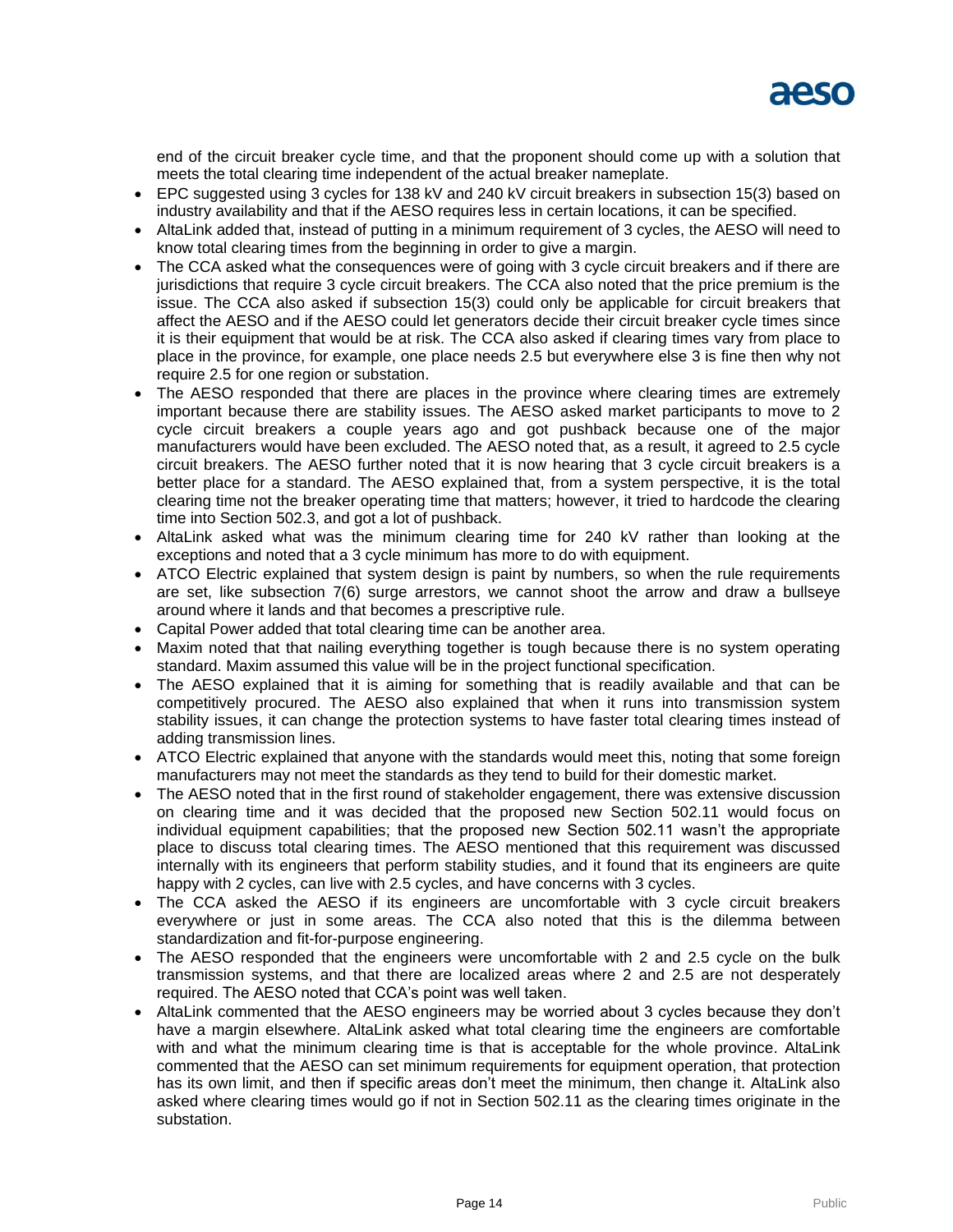end of the circuit breaker cycle time, and that the proponent should come up with a solution that meets the total clearing time independent of the actual breaker nameplate.

- EPC suggested using 3 cycles for 138 kV and 240 kV circuit breakers in subsection 15(3) based on industry availability and that if the AESO requires less in certain locations, it can be specified.
- AltaLink added that, instead of putting in a minimum requirement of 3 cycles, the AESO will need to know total clearing times from the beginning in order to give a margin.
- The CCA asked what the consequences were of going with 3 cycle circuit breakers and if there are jurisdictions that require 3 cycle circuit breakers. The CCA also noted that the price premium is the issue. The CCA also asked if subsection 15(3) could only be applicable for circuit breakers that affect the AESO and if the AESO could let generators decide their circuit breaker cycle times since it is their equipment that would be at risk. The CCA also asked if clearing times vary from place to place in the province, for example, one place needs 2.5 but everywhere else 3 is fine then why not require 2.5 for one region or substation.
- The AESO responded that there are places in the province where clearing times are extremely important because there are stability issues. The AESO asked market participants to move to 2 cycle circuit breakers a couple years ago and got pushback because one of the major manufacturers would have been excluded. The AESO noted that, as a result, it agreed to 2.5 cycle circuit breakers. The AESO further noted that it is now hearing that 3 cycle circuit breakers is a better place for a standard. The AESO explained that, from a system perspective, it is the total clearing time not the breaker operating time that matters; however, it tried to hardcode the clearing time into Section 502.3, and got a lot of pushback.
- AltaLink asked what was the minimum clearing time for 240 kV rather than looking at the exceptions and noted that a 3 cycle minimum has more to do with equipment.
- ATCO Electric explained that system design is paint by numbers, so when the rule requirements are set, like subsection 7(6) surge arrestors, we cannot shoot the arrow and draw a bullseye around where it lands and that becomes a prescriptive rule.
- Capital Power added that total clearing time can be another area.
- Maxim noted that that nailing everything together is tough because there is no system operating standard. Maxim assumed this value will be in the project functional specification.
- The AESO explained that it is aiming for something that is readily available and that can be competitively procured. The AESO also explained that when it runs into transmission system stability issues, it can change the protection systems to have faster total clearing times instead of adding transmission lines.
- ATCO Electric explained that anyone with the standards would meet this, noting that some foreign manufacturers may not meet the standards as they tend to build for their domestic market.
- The AESO noted that in the first round of stakeholder engagement, there was extensive discussion on clearing time and it was decided that the proposed new Section 502.11 would focus on individual equipment capabilities; that the proposed new Section 502.11 wasn't the appropriate place to discuss total clearing times. The AESO mentioned that this requirement was discussed internally with its engineers that perform stability studies, and it found that its engineers are quite happy with 2 cycles, can live with 2.5 cycles, and have concerns with 3 cycles.
- The CCA asked the AESO if its engineers are uncomfortable with 3 cycle circuit breakers everywhere or just in some areas. The CCA also noted that this is the dilemma between standardization and fit-for-purpose engineering.
- The AESO responded that the engineers were uncomfortable with 2 and 2.5 cycle on the bulk transmission systems, and that there are localized areas where 2 and 2.5 are not desperately required. The AESO noted that CCA's point was well taken.
- AltaLink commented that the AESO engineers may be worried about 3 cycles because they don't have a margin elsewhere. AltaLink asked what total clearing time the engineers are comfortable with and what the minimum clearing time is that is acceptable for the whole province. AltaLink commented that the AESO can set minimum requirements for equipment operation, that protection has its own limit, and then if specific areas don't meet the minimum, then change it. AltaLink also asked where clearing times would go if not in Section 502.11 as the clearing times originate in the substation.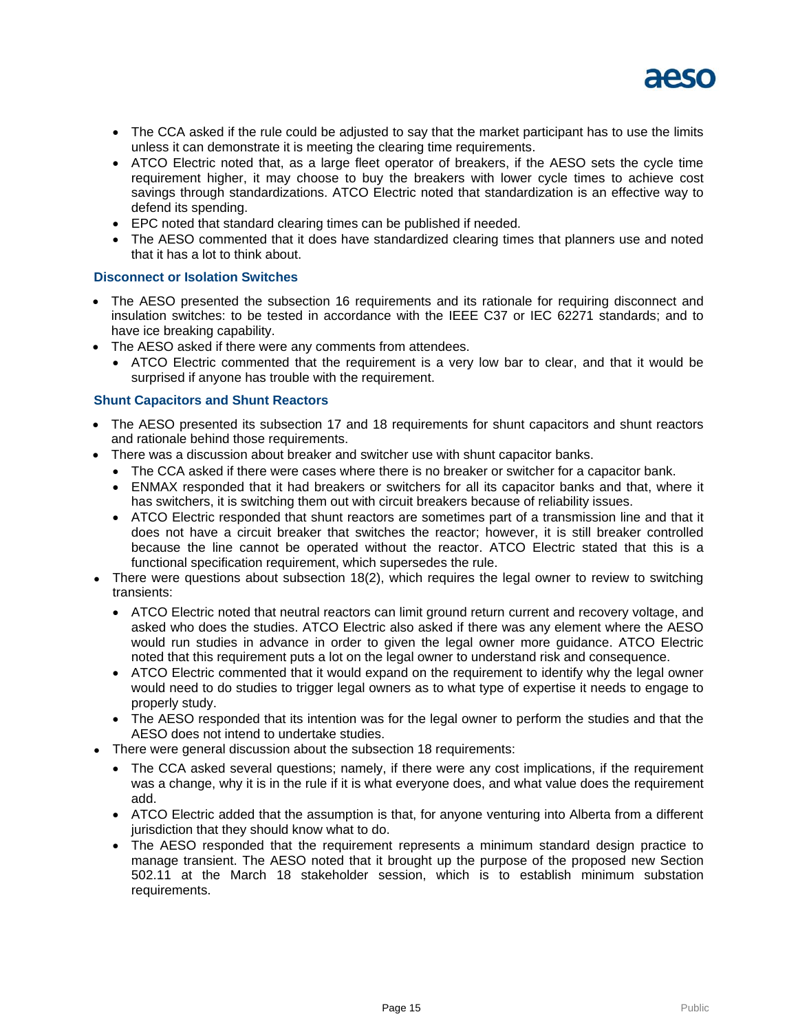- The CCA asked if the rule could be adjusted to say that the market participant has to use the limits unless it can demonstrate it is meeting the clearing time requirements.
- ATCO Electric noted that, as a large fleet operator of breakers, if the AESO sets the cycle time requirement higher, it may choose to buy the breakers with lower cycle times to achieve cost savings through standardizations. ATCO Electric noted that standardization is an effective way to defend its spending.
- EPC noted that standard clearing times can be published if needed.
- The AESO commented that it does have standardized clearing times that planners use and noted that it has a lot to think about.

### Disconnect or Isolation Switches

- The AESO presented the subsection 16 requirements and its rationale for requiring disconnect and insulation switches: to be tested in accordance with the IEEE C37 or IEC 62271 standards; and to have ice breaking capability.
- The AESO asked if there were any comments from attendees.
  - ATCO Electric commented that the requirement is a very low bar to clear, and that it would be surprised if anyone has trouble with the requirement.

### Shunt Capacitors and Shunt Reactors

- The AESO presented its subsection 17 and 18 requirements for shunt capacitors and shunt reactors and rationale behind those requirements.
- There was a discussion about breaker and switcher use with shunt capacitor banks.
  - The CCA asked if there were cases where there is no breaker or switcher for a capacitor bank.
  - ENMAX responded that it had breakers or switchers for all its capacitor banks and that, where it has switchers, it is switching them out with circuit breakers because of reliability issues.
  - ATCO Electric responded that shunt reactors are sometimes part of a transmission line and that it does not have a circuit breaker that switches the reactor; however, it is still breaker controlled because the line cannot be operated without the reactor. ATCO Electric stated that this is a functional specification requirement, which supersedes the rule.
- There were questions about subsection 18(2), which requires the legal owner to review to switching transients:
  - ATCO Electric noted that neutral reactors can limit ground return current and recovery voltage, and asked who does the studies. ATCO Electric also asked if there was any element where the AESO would run studies in advance in order to given the legal owner more guidance. ATCO Electric noted that this requirement puts a lot on the legal owner to understand risk and consequence.
  - ATCO Electric commented that it would expand on the requirement to identify why the legal owner would need to do studies to trigger legal owners as to what type of expertise it needs to engage to properly study.
  - The AESO responded that its intention was for the legal owner to perform the studies and that the AESO does not intend to undertake studies.
- There were general discussion about the subsection 18 requirements:
  - The CCA asked several questions; namely, if there were any cost implications, if the requirement was a change, why it is in the rule if it is what everyone does, and what value does the requirement add.
  - ATCO Electric added that the assumption is that, for anyone venturing into Alberta from a different jurisdiction that they should know what to do.
  - The AESO responded that the requirement represents a minimum standard design practice to manage transient. The AESO noted that it brought up the purpose of the proposed new Section 502.11 at the March 18 stakeholder session, which is to establish minimum substation requirements.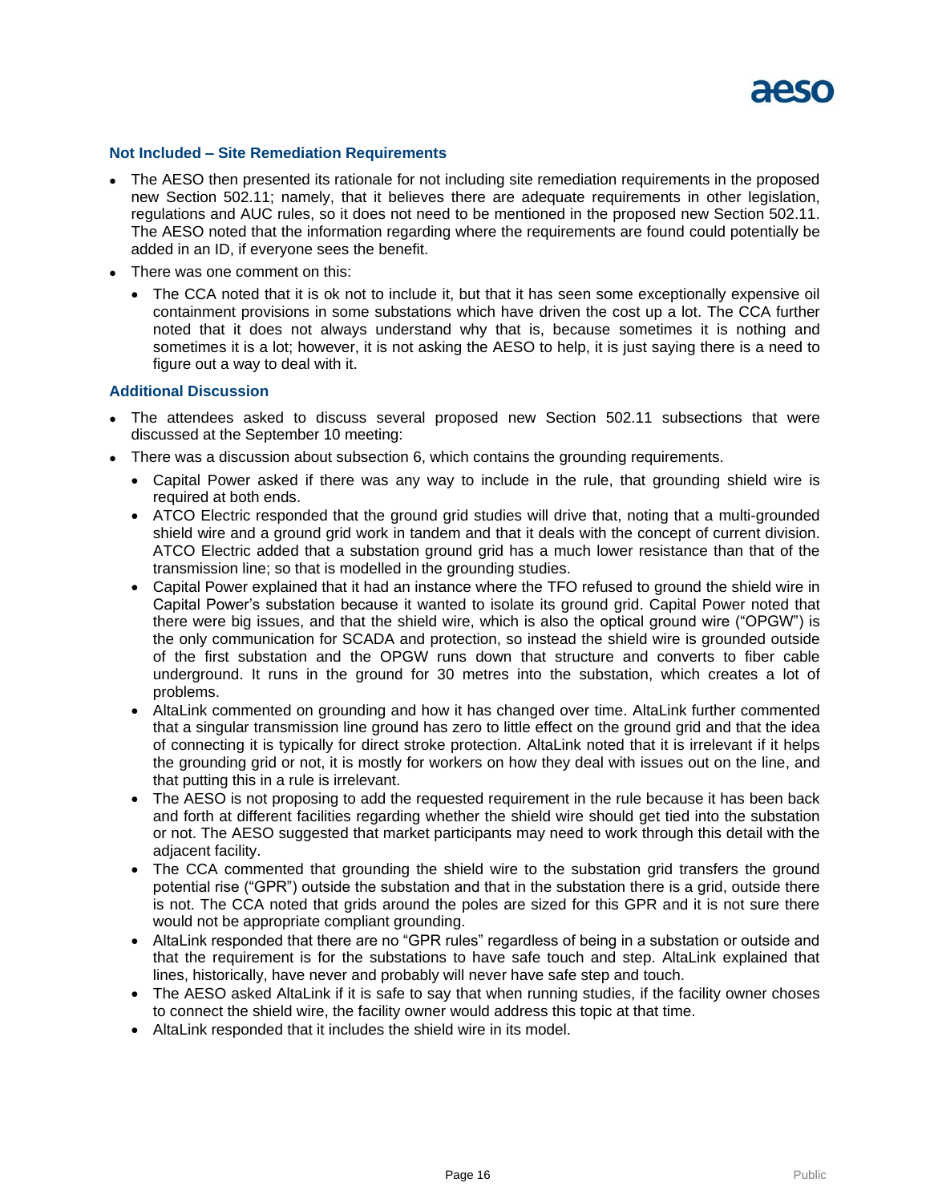### Not Included – Site Remediation Requirements

- The AESO then presented its rationale for not including site remediation requirements in the proposed new Section 502.11; namely, that it believes there are adequate requirements in other legislation, regulations and AUC rules, so it does not need to be mentioned in the proposed new Section 502.11. The AESO noted that the information regarding where the requirements are found could potentially be added in an ID, if everyone sees the benefit.
- There was one comment on this:
  - The CCA noted that it is ok not to include it, but that it has seen some exceptionally expensive oil containment provisions in some substations which have driven the cost up a lot. The CCA further noted that it does not always understand why that is, because sometimes it is nothing and sometimes it is a lot; however, it is not asking the AESO to help, it is just saying there is a need to figure out a way to deal with it.

### Additional Discussion

- The attendees asked to discuss several proposed new Section 502.11 subsections that were discussed at the September 10 meeting:
- There was a discussion about subsection 6, which contains the grounding requirements.
  - Capital Power asked if there was any way to include in the rule, that grounding shield wire is required at both ends.
  - ATCO Electric responded that the ground grid studies will drive that, noting that a multi-grounded shield wire and a ground grid work in tandem and that it deals with the concept of current division. ATCO Electric added that a substation ground grid has a much lower resistance than that of the transmission line; so that is modelled in the grounding studies.
  - Capital Power explained that it had an instance where the TFO refused to ground the shield wire in Capital Power's substation because it wanted to isolate its ground grid. Capital Power noted that there were big issues, and that the shield wire, which is also the optical ground wire ("OPGW") is the only communication for SCADA and protection, so instead the shield wire is grounded outside of the first substation and the OPGW runs down that structure and converts to fiber cable underground. It runs in the ground for 30 metres into the substation, which creates a lot of problems.
  - AltaLink commented on grounding and how it has changed over time. AltaLink further commented that a singular transmission line ground has zero to little effect on the ground grid and that the idea of connecting it is typically for direct stroke protection. AltaLink noted that it is irrelevant if it helps the grounding grid or not, it is mostly for workers on how they deal with issues out on the line, and that putting this in a rule is irrelevant.
  - The AESO is not proposing to add the requested requirement in the rule because it has been back and forth at different facilities regarding whether the shield wire should get tied into the substation or not. The AESO suggested that market participants may need to work through this detail with the adjacent facility.
  - The CCA commented that grounding the shield wire to the substation grid transfers the ground potential rise ("GPR") outside the substation and that in the substation there is a grid, outside there is not. The CCA noted that grids around the poles are sized for this GPR and it is not sure there would not be appropriate compliant grounding.
  - AltaLink responded that there are no "GPR rules" regardless of being in a substation or outside and that the requirement is for the substations to have safe touch and step. AltaLink explained that lines, historically, have never and probably will never have safe step and touch.
  - The AESO asked AltaLink if it is safe to say that when running studies, if the facility owner choses to connect the shield wire, the facility owner would address this topic at that time.
  - AltaLink responded that it includes the shield wire in its model.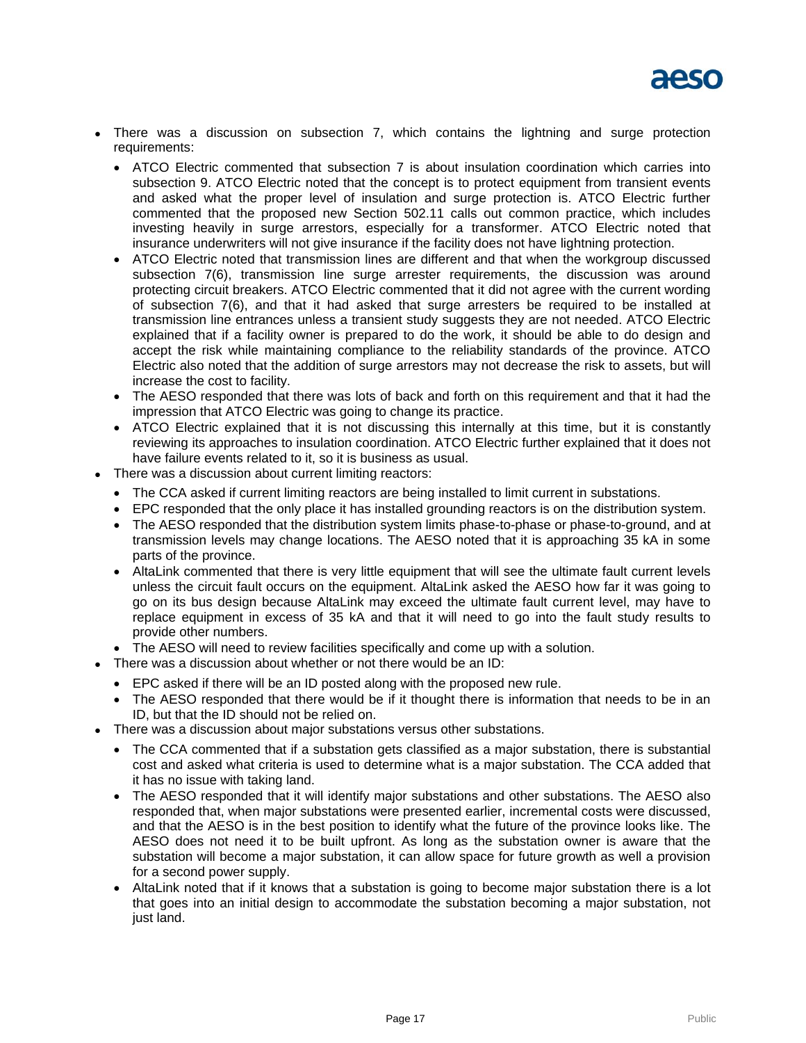- There was a discussion on subsection 7, which contains the lightning and surge protection requirements:
  - ATCO Electric commented that subsection 7 is about insulation coordination which carries into subsection 9. ATCO Electric noted that the concept is to protect equipment from transient events and asked what the proper level of insulation and surge protection is. ATCO Electric further commented that the proposed new Section 502.11 calls out common practice, which includes investing heavily in surge arrestors, especially for a transformer. ATCO Electric noted that insurance underwriters will not give insurance if the facility does not have lightning protection.
  - ATCO Electric noted that transmission lines are different and that when the workgroup discussed subsection 7(6), transmission line surge arrester requirements, the discussion was around protecting circuit breakers. ATCO Electric commented that it did not agree with the current wording of subsection 7(6), and that it had asked that surge arresters be required to be installed at transmission line entrances unless a transient study suggests they are not needed. ATCO Electric explained that if a facility owner is prepared to do the work, it should be able to do design and accept the risk while maintaining compliance to the reliability standards of the province. ATCO Electric also noted that the addition of surge arrestors may not decrease the risk to assets, but will increase the cost to facility.
  - The AESO responded that there was lots of back and forth on this requirement and that it had the impression that ATCO Electric was going to change its practice.
  - ATCO Electric explained that it is not discussing this internally at this time, but it is constantly reviewing its approaches to insulation coordination. ATCO Electric further explained that it does not have failure events related to it, so it is business as usual.
- There was a discussion about current limiting reactors:
  - The CCA asked if current limiting reactors are being installed to limit current in substations.
  - EPC responded that the only place it has installed grounding reactors is on the distribution system.
  - The AESO responded that the distribution system limits phase-to-phase or phase-to-ground, and at transmission levels may change locations. The AESO noted that it is approaching 35 kA in some parts of the province.
  - AltaLink commented that there is very little equipment that will see the ultimate fault current levels unless the circuit fault occurs on the equipment. AltaLink asked the AESO how far it was going to go on its bus design because AltaLink may exceed the ultimate fault current level, may have to replace equipment in excess of 35 kA and that it will need to go into the fault study results to provide other numbers.
  - The AESO will need to review facilities specifically and come up with a solution.
- There was a discussion about whether or not there would be an ID:
  - EPC asked if there will be an ID posted along with the proposed new rule.
  - The AESO responded that there would be if it thought there is information that needs to be in an ID, but that the ID should not be relied on.
- There was a discussion about major substations versus other substations.
  - The CCA commented that if a substation gets classified as a major substation, there is substantial cost and asked what criteria is used to determine what is a major substation. The CCA added that it has no issue with taking land.
  - The AESO responded that it will identify major substations and other substations. The AESO also responded that, when major substations were presented earlier, incremental costs were discussed, and that the AESO is in the best position to identify what the future of the province looks like. The AESO does not need it to be built upfront. As long as the substation owner is aware that the substation will become a major substation, it can allow space for future growth as well a provision for a second power supply.
  - AltaLink noted that if it knows that a substation is going to become major substation there is a lot that goes into an initial design to accommodate the substation becoming a major substation, not just land.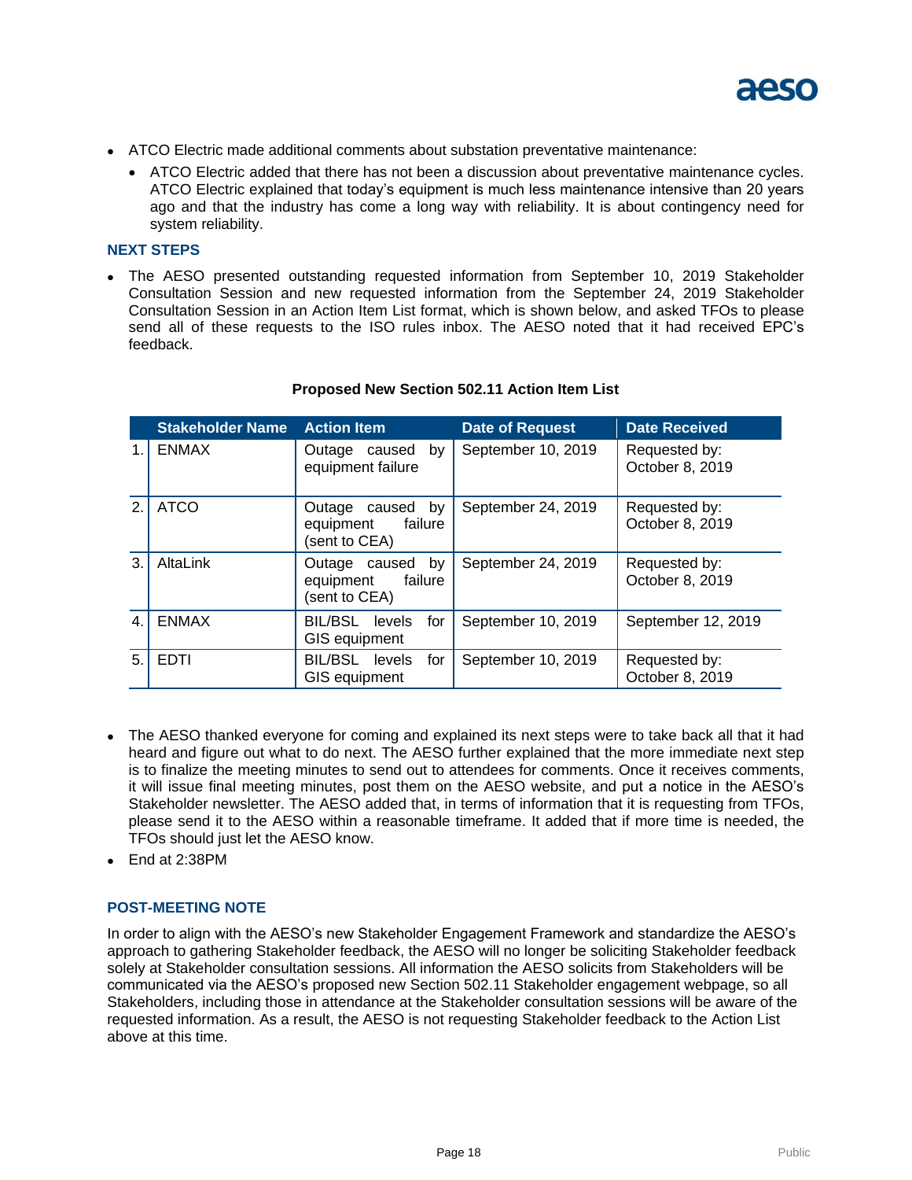- ATCO Electric made additional comments about substation preventative maintenance:
  - ATCO Electric added that there has not been a discussion about preventative maintenance cycles. ATCO Electric explained that today's equipment is much less maintenance intensive than 20 years ago and that the industry has come a long way with reliability. It is about contingency need for system reliability.

## NEXT STEPS

- The AESO presented outstanding requested information from September 10, 2019 Stakeholder Consultation Session and new requested information from the September 24, 2019 Stakeholder Consultation Session in an Action Item List format, which is shown below, and asked TFOs to please send all of these requests to the ISO rules inbox. The AESO noted that it had received EPC's feedback.

**Proposed New Section 502.11 Action Item List**

| | Stakeholder Name | Action Item | Date of Request | Date Received |
|---|---|---|---|---|
| 1. | ENMAX | Outage caused by equipment failure | September 10, 2019 | Requested by: October 8, 2019 |
| 2. | ATCO | Outage caused by equipment failure (sent to CEA) | September 24, 2019 | Requested by: October 8, 2019 |
| 3. | AltaLink | Outage caused by equipment failure (sent to CEA) | September 24, 2019 | Requested by: October 8, 2019 |
| 4. | ENMAX | BIL/BSL levels for GIS equipment | September 10, 2019 | September 12, 2019 |
| 5. | EDTI | BIL/BSL levels for GIS equipment | September 10, 2019 | Requested by: October 8, 2019 |

- The AESO thanked everyone for coming and explained its next steps were to take back all that it had heard and figure out what to do next. The AESO further explained that the more immediate next step is to finalize the meeting minutes to send out to attendees for comments. Once it receives comments, it will issue final meeting minutes, post them on the AESO website, and put a notice in the AESO's Stakeholder newsletter. The AESO added that, in terms of information that it is requesting from TFOs, please send it to the AESO within a reasonable timeframe. It added that if more time is needed, the TFOs should just let the AESO know.
- End at 2:38PM

## POST-MEETING NOTE

In order to align with the AESO's new Stakeholder Engagement Framework and standardize the AESO's approach to gathering Stakeholder feedback, the AESO will no longer be soliciting Stakeholder feedback solely at Stakeholder consultation sessions. All information the AESO solicits from Stakeholders will be communicated via the AESO's proposed new Section 502.11 Stakeholder engagement webpage, so all Stakeholders, including those in attendance at the Stakeholder consultation sessions will be aware of the requested information. As a result, the AESO is not requesting Stakeholder feedback to the Action List above at this time.